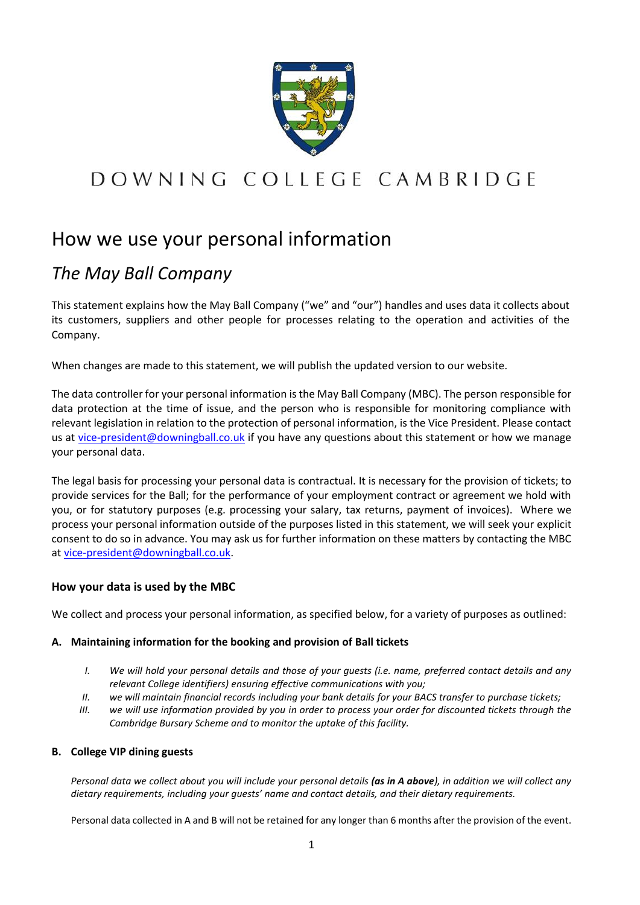DOWNING COLLEGE CAMBRIDGE

# How we use your personal information

## *The May Ball Company*

This statement explains how the May Ball Company ("we" and "our") handles and uses data it collects about its customers, suppliers and other people for processes relating to the operation and activities of the Company.

When changes are made to this statement, we will publish the updated version to our website.

The data controller for your personal information is the May Ball Company (MBC). The person responsible for data protection at the time of issue, and the person who is responsible for monitoring compliance with relevant legislation in relation to the protection of personal information, is the Vice President. Please contact us at vice-president@downingball.co.uk if you have any questions about this statement or how we manage your personal data.

The legal basis for processing your personal data is contractual. It is necessary for the provision of tickets; to provide services for the Ball; for the performance of your employment contract or agreement we hold with you, or for statutory purposes (e.g. processing your salary, tax returns, payment of invoices). Where we process your personal information outside of the purposes listed in this statement, we will seek your explicit consent to do so in advance. You may ask us for further information on these matters by contacting the MBC at vice-president@downingball.co.uk.

### How your data is used by the MBC

We collect and process your personal information, as specified below, for a variety of purposes as outlined:

#### A. Maintaining information for the booking and provision of Ball tickets

I. *We will hold your personal details and those of your guests (i.e. name, preferred contact details and any relevant College identifiers) ensuring effective communications with you;*
II. *we will maintain financial records including your bank details for your BACS transfer to purchase tickets;*
III. *we will use information provided by you in order to process your order for discounted tickets through the Cambridge Bursary Scheme and to monitor the uptake of this facility.*

#### B. College VIP dining guests

*Personal data we collect about you will include your personal details **(as in A above)**, in addition we will collect any dietary requirements, including your guests' name and contact details, and their dietary requirements.*

Personal data collected in A and B will not be retained for any longer than 6 months after the provision of the event.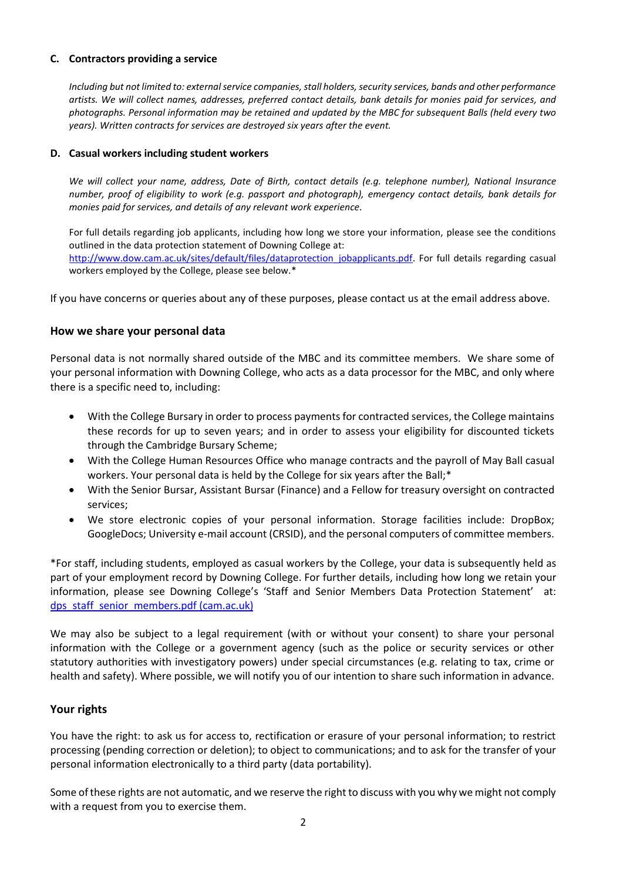#### C. Contractors providing a service

*Including but not limited to: external service companies, stall holders, security services, bands and other performance artists. We will collect names, addresses, preferred contact details, bank details for monies paid for services, and photographs. Personal information may be retained and updated by the MBC for subsequent Balls (held every two years). Written contracts for services are destroyed six years after the event.*

#### D. Casual workers including student workers

*We will collect your name, address, Date of Birth, contact details (e.g. telephone number), National Insurance number, proof of eligibility to work (e.g. passport and photograph), emergency contact details, bank details for monies paid for services, and details of any relevant work experience.*

For full details regarding job applicants, including how long we store your information, please see the conditions outlined in the data protection statement of Downing College at: [http://www.dow.cam.ac.uk/sites/default/files/dataprotection_jobapplicants.pdf](http://www.dow.cam.ac.uk/sites/default/files/dataprotection_jobapplicants.pdf). For full details regarding casual workers employed by the College, please see below.*

If you have concerns or queries about any of these purposes, please contact us at the email address above.

## How we share your personal data

Personal data is not normally shared outside of the MBC and its committee members. We share some of your personal information with Downing College, who acts as a data processor for the MBC, and only where there is a specific need to, including:

- With the College Bursary in order to process payments for contracted services, the College maintains these records for up to seven years; and in order to assess your eligibility for discounted tickets through the Cambridge Bursary Scheme;
- With the College Human Resources Office who manage contracts and the payroll of May Ball casual workers. Your personal data is held by the College for six years after the Ball;*
- With the Senior Bursar, Assistant Bursar (Finance) and a Fellow for treasury oversight on contracted services;
- We store electronic copies of your personal information. Storage facilities include: DropBox; GoogleDocs; University e-mail account (CRSID), and the personal computers of committee members.

*For staff, including students, employed as casual workers by the College, your data is subsequently held as part of your employment record by Downing College. For further details, including how long we retain your information, please see Downing College's 'Staff and Senior Members Data Protection Statement' at: [dps_staff_senior_members.pdf (cam.ac.uk)](dps_staff_senior_members.pdf (cam.ac.uk))

We may also be subject to a legal requirement (with or without your consent) to share your personal information with the College or a government agency (such as the police or security services or other statutory authorities with investigatory powers) under special circumstances (e.g. relating to tax, crime or health and safety). Where possible, we will notify you of our intention to share such information in advance.

## Your rights

You have the right: to ask us for access to, rectification or erasure of your personal information; to restrict processing (pending correction or deletion); to object to communications; and to ask for the transfer of your personal information electronically to a third party (data portability).

Some of these rights are not automatic, and we reserve the right to discuss with you why we might not comply with a request from you to exercise them.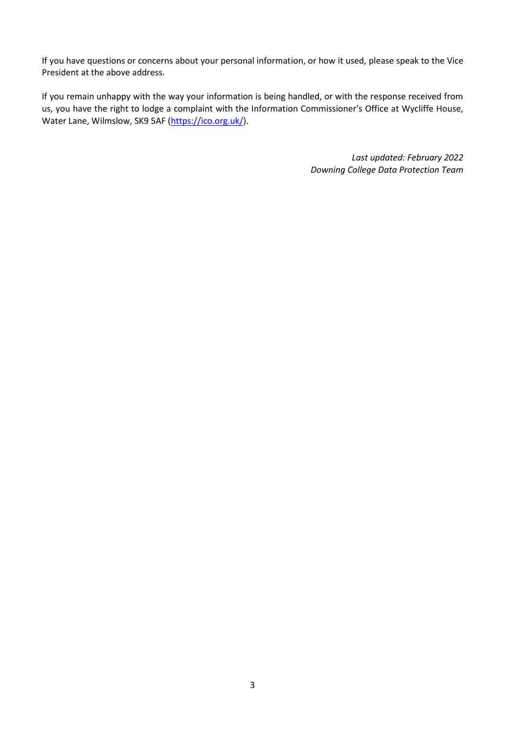If you have questions or concerns about your personal information, or how it used, please speak to the Vice President at the above address.

If you remain unhappy with the way your information is being handled, or with the response received from us, you have the right to lodge a complaint with the Information Commissioner's Office at Wycliffe House, Water Lane, Wilmslow, SK9 5AF (https://ico.org.uk/).

*Last updated: February 2022*
*Downing College Data Protection Team*